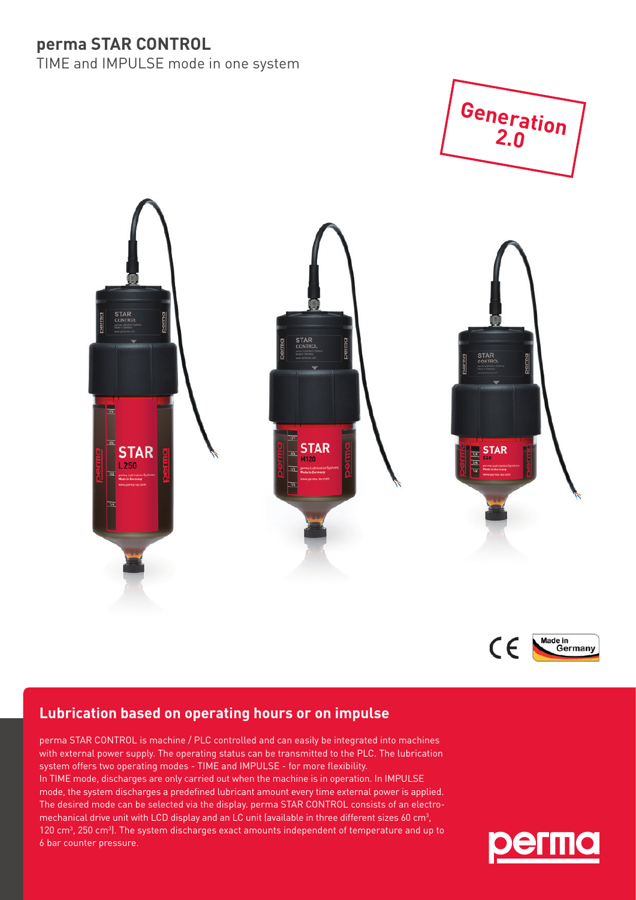# perma STAR CONTROL

TIME and IMPULSE mode in one system

Generation 2.0

## Lubrication based on operating hours or on impulse

perma STAR CONTROL is machine / PLC controlled and can easily be integrated into machines with external power supply. The operating status can be transmitted to the PLC. The lubrication system offers two operating modes - TIME and IMPULSE - for more flexibility.
In TIME mode, discharges are only carried out when the machine is in operation. In IMPULSE mode, the system discharges a predefined lubricant amount every time external power is applied. The desired mode can be selected via the display. perma STAR CONTROL consists of an electro-mechanical drive unit with LCD display and an LC unit (available in three different sizes 60 cm$^3$, 120 cm$^3$, 250 cm$^3$). The system discharges exact amounts independent of temperature and up to 6 bar counter pressure.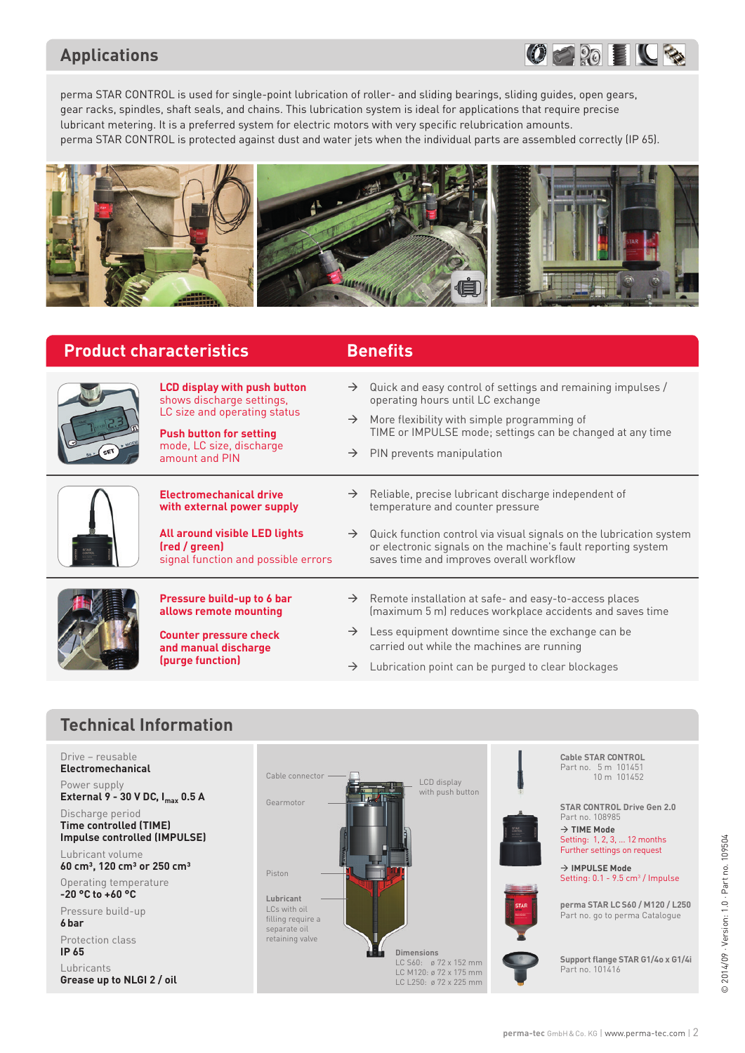## Applications

perma STAR CONTROL is used for single-point lubrication of roller- and sliding bearings, sliding guides, open gears, gear racks, spindles, shaft seals, and chains. This lubrication system is ideal for applications that require precise lubricant metering. It is a preferred system for electric motors with very specific relubrication amounts.
perma STAR CONTROL is protected against dust and water jets when the individual parts are assembled correctly (IP 65).

| Product characteristics | Benefits |
|---|---|
| **LCD display with push button** shows discharge settings, LC size and operating status<br>**Push button for setting** mode, LC size, discharge amount and PIN | → Quick and easy control of settings and remaining impulses / operating hours until LC exchange<br>→ More flexibility with simple programming of TIME or IMPULSE mode; settings can be changed at any time<br>→ PIN prevents manipulation |
| **Electromechanical drive with external power supply**<br>**All around visible LED lights (red / green)** signal function and possible errors | → Reliable, precise lubricant discharge independent of temperature and counter pressure<br>→ Quick function control via visual signals on the lubrication system or electronic signals on the machine's fault reporting system saves time and improves overall workflow |
| **Pressure build-up to 6 bar allows remote mounting**<br>**Counter pressure check and manual discharge (purge function)** | → Remote installation at safe- and easy-to-access places (maximum 5 m) reduces workplace accidents and saves time<br>→ Less equipment downtime since the exchange can be carried out while the machines are running<br>→ Lubrication point can be purged to clear blockages |

## Technical Information

Drive – reusable
**Electromechanical**

Power supply
**External 9 - 30 V DC, $I_{max}$ 0.5 A**

Discharge period
**Time controlled (TIME)**
**Impulse controlled (IMPULSE)**

Lubricant volume
**60 cm³, 120 cm³ or 250 cm³**

Operating temperature
**-20 °C to +60 °C**

Pressure build-up
**6 bar**

Protection class
**IP 65**

Lubricants
**Grease up to NLGI 2 / oil**

Cable connector

Gearmotor

LCD display with push button

Piston

**Lubricant**
LCs with oil filling require a separate oil retaining valve

**Dimensions**
LC S60: ø 72 x 152 mm
LC M120: ø 72 x 175 mm
LC L250: ø 72 x 225 mm

**Cable STAR CONTROL**
Part no. 5 m 101451
10 m 101452

**STAR CONTROL Drive Gen 2.0**
Part no. 108985
→ **TIME Mode**
Setting: 1, 2, 3, ... 12 months
Further settings on request
→ **IMPULSE Mode**
Setting: 0.1 - 9.5 cm³ / Impulse

**perma STAR LC S60 / M120 / L250**
Part no. go to perma Catalogue

**Support flange STAR G1/4o x G1/4i**
Part no. 101416

© 2014/09 · Version: 1.0 · Part no. 109504

**perma-tec** GmbH & Co. KG | www.perma-tec.com